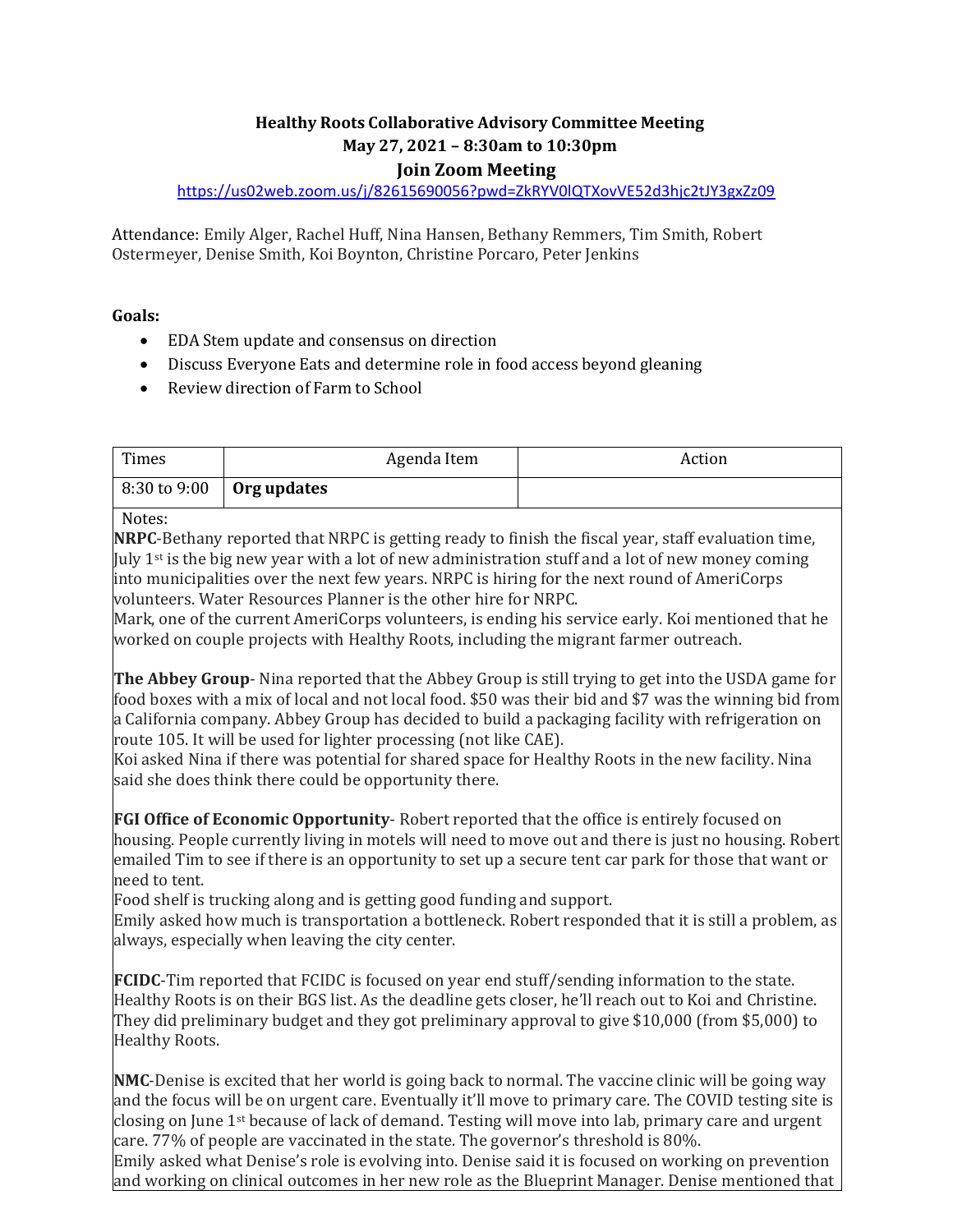# Healthy Roots Collaborative Advisory Committee Meeting

**May 27, 2021 – 8:30am to 10:30pm**

**Join Zoom Meeting**

https://us02web.zoom.us/j/82615690056?pwd=ZkRYV0lQTXovVE52d3hjc2tJY3gxZz09

Attendance: Emily Alger, Rachel Huff, Nina Hansen, Bethany Remmers, Tim Smith, Robert Ostermeyer, Denise Smith, Koi Boynton, Christine Porcaro, Peter Jenkins

**Goals:**

- EDA Stem update and consensus on direction
- Discuss Everyone Eats and determine role in food access beyond gleaning
- Review direction of Farm to School

| Times | Agenda Item | Action |
|---|---|---|
| 8:30 to 9:00 | **Org updates** | |

Notes:

**NRPC**-Bethany reported that NRPC is getting ready to finish the fiscal year, staff evaluation time, July 1st is the big new year with a lot of new administration stuff and a lot of new money coming into municipalities over the next few years. NRPC is hiring for the next round of AmeriCorps volunteers. Water Resources Planner is the other hire for NRPC.

Mark, one of the current AmeriCorps volunteers, is ending his service early. Koi mentioned that he worked on couple projects with Healthy Roots, including the migrant farmer outreach.

**The Abbey Group**- Nina reported that the Abbey Group is still trying to get into the USDA game for food boxes with a mix of local and not local food. $50 was their bid and $7 was the winning bid from a California company. Abbey Group has decided to build a packaging facility with refrigeration on route 105. It will be used for lighter processing (not like CAE).

Koi asked Nina if there was potential for shared space for Healthy Roots in the new facility. Nina said she does think there could be opportunity there.

**FGI Office of Economic Opportunity**- Robert reported that the office is entirely focused on housing. People currently living in motels will need to move out and there is just no housing. Robert emailed Tim to see if there is an opportunity to set up a secure tent car park for those that want or need to tent.

Food shelf is trucking along and is getting good funding and support.

Emily asked how much is transportation a bottleneck. Robert responded that it is still a problem, as always, especially when leaving the city center.

**FCIDC**-Tim reported that FCIDC is focused on year end stuff/sending information to the state. Healthy Roots is on their BGS list. As the deadline gets closer, he'll reach out to Koi and Christine. They did preliminary budget and they got preliminary approval to give $10,000 (from $5,000) to Healthy Roots.

**NMC**-Denise is excited that her world is going back to normal. The vaccine clinic will be going way and the focus will be on urgent care. Eventually it'll move to primary care. The COVID testing site is closing on June 1st because of lack of demand. Testing will move into lab, primary care and urgent care. 77% of people are vaccinated in the state. The governor's threshold is 80%.

Emily asked what Denise's role is evolving into. Denise said it is focused on working on prevention and working on clinical outcomes in her new role as the Blueprint Manager. Denise mentioned that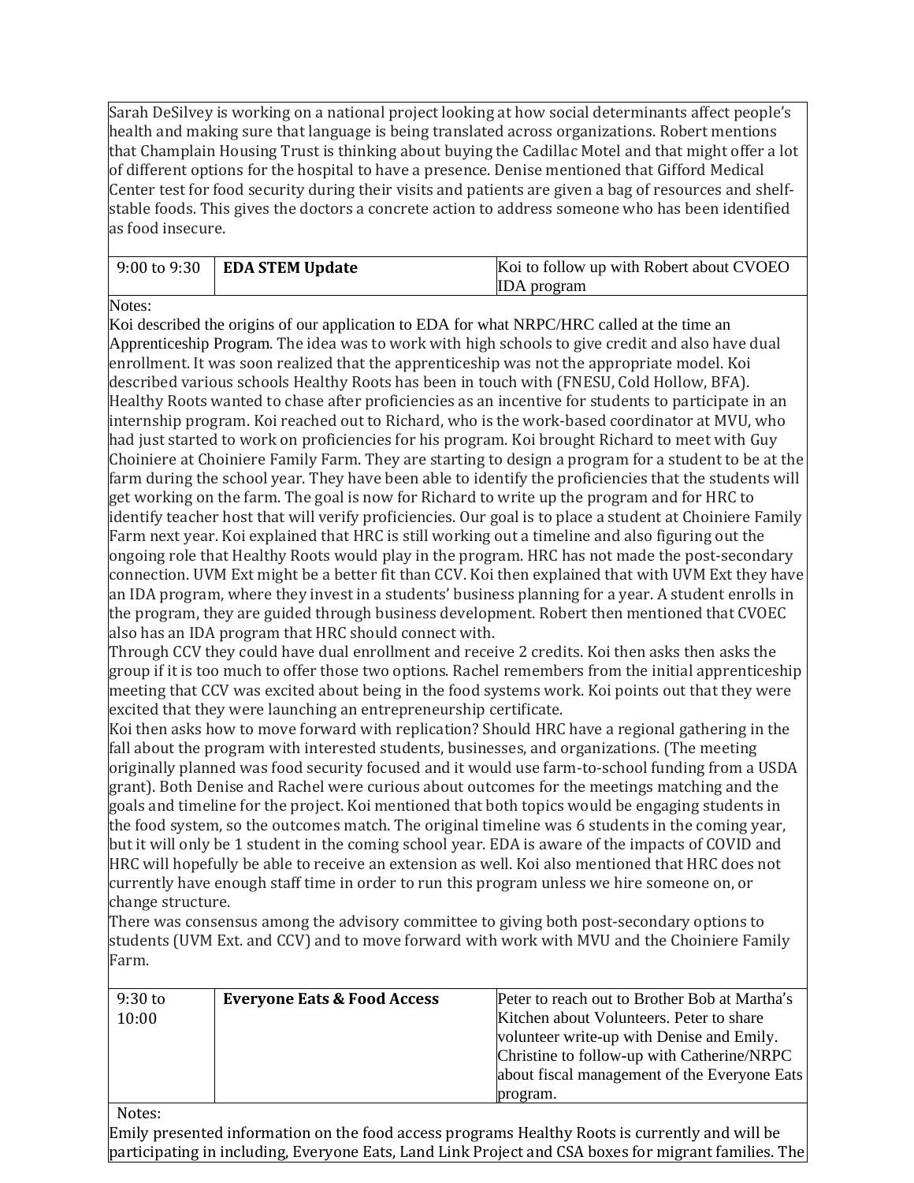Sarah DeSilvey is working on a national project looking at how social determinants affect people's health and making sure that language is being translated across organizations. Robert mentions that Champlain Housing Trust is thinking about buying the Cadillac Motel and that might offer a lot of different options for the hospital to have a presence. Denise mentioned that Gifford Medical Center test for food security during their visits and patients are given a bag of resources and shelf-stable foods. This gives the doctors a concrete action to address someone who has been identified as food insecure.

| 9:00 to 9:30 | **EDA STEM Update** | Koi to follow up with Robert about CVOEO IDA program |
|---|---|---|

Notes:

Koi described the origins of our application to EDA for what NRPC/HRC called at the time an Apprenticeship Program. The idea was to work with high schools to give credit and also have dual enrollment. It was soon realized that the apprenticeship was not the appropriate model. Koi described various schools Healthy Roots has been in touch with (FNESU, Cold Hollow, BFA). Healthy Roots wanted to chase after proficiencies as an incentive for students to participate in an internship program. Koi reached out to Richard, who is the work-based coordinator at MVU, who had just started to work on proficiencies for his program. Koi brought Richard to meet with Guy Choiniere at Choiniere Family Farm. They are starting to design a program for a student to be at the farm during the school year. They have been able to identify the proficiencies that the students will get working on the farm. The goal is now for Richard to write up the program and for HRC to identify teacher host that will verify proficiencies. Our goal is to place a student at Choiniere Family Farm next year. Koi explained that HRC is still working out a timeline and also figuring out the ongoing role that Healthy Roots would play in the program. HRC has not made the post-secondary connection. UVM Ext might be a better fit than CCV. Koi then explained that with UVM Ext they have an IDA program, where they invest in a students' business planning for a year. A student enrolls in the program, they are guided through business development. Robert then mentioned that CVOEC also has an IDA program that HRC should connect with.

Through CCV they could have dual enrollment and receive 2 credits. Koi then asks then asks the group if it is too much to offer those two options. Rachel remembers from the initial apprenticeship meeting that CCV was excited about being in the food systems work. Koi points out that they were excited that they were launching an entrepreneurship certificate.

Koi then asks how to move forward with replication? Should HRC have a regional gathering in the fall about the program with interested students, businesses, and organizations. (The meeting originally planned was food security focused and it would use farm-to-school funding from a USDA grant). Both Denise and Rachel were curious about outcomes for the meetings matching and the goals and timeline for the project. Koi mentioned that both topics would be engaging students in the food system, so the outcomes match. The original timeline was 6 students in the coming year, but it will only be 1 student in the coming school year. EDA is aware of the impacts of COVID and HRC will hopefully be able to receive an extension as well. Koi also mentioned that HRC does not currently have enough staff time in order to run this program unless we hire someone on, or change structure.

There was consensus among the advisory committee to giving both post-secondary options to students (UVM Ext. and CCV) and to move forward with work with MVU and the Choiniere Family Farm.

| 9:30 to 10:00 | **Everyone Eats & Food Access** | Peter to reach out to Brother Bob at Martha's Kitchen about Volunteers. Peter to share volunteer write-up with Denise and Emily. Christine to follow-up with Catherine/NRPC about fiscal management of the Everyone Eats program. |
|---|---|---|

Notes:

Emily presented information on the food access programs Healthy Roots is currently and will be participating in including, Everyone Eats, Land Link Project and CSA boxes for migrant families. The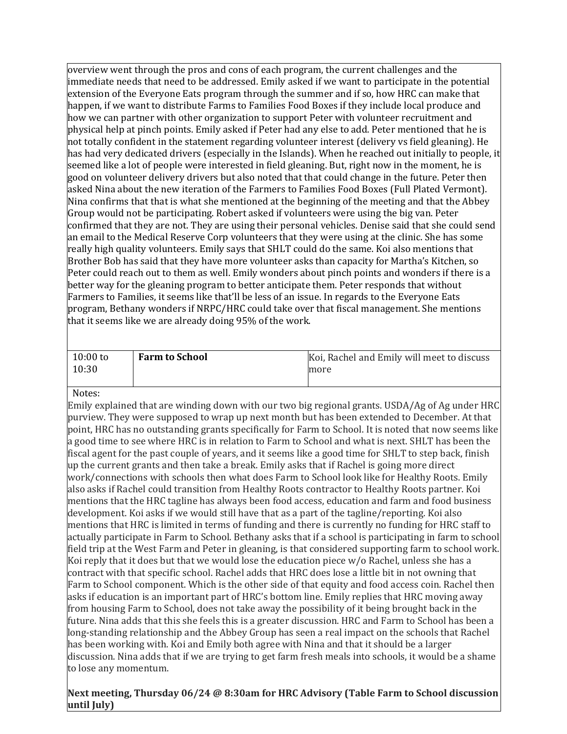overview went through the pros and cons of each program, the current challenges and the immediate needs that need to be addressed. Emily asked if we want to participate in the potential extension of the Everyone Eats program through the summer and if so, how HRC can make that happen, if we want to distribute Farms to Families Food Boxes if they include local produce and how we can partner with other organization to support Peter with volunteer recruitment and physical help at pinch points. Emily asked if Peter had any else to add. Peter mentioned that he is not totally confident in the statement regarding volunteer interest (delivery vs field gleaning). He has had very dedicated drivers (especially in the Islands). When he reached out initially to people, it seemed like a lot of people were interested in field gleaning. But, right now in the moment, he is good on volunteer delivery drivers but also noted that that could change in the future. Peter then asked Nina about the new iteration of the Farmers to Families Food Boxes (Full Plated Vermont). Nina confirms that that is what she mentioned at the beginning of the meeting and that the Abbey Group would not be participating. Robert asked if volunteers were using the big van. Peter confirmed that they are not. They are using their personal vehicles. Denise said that she could send an email to the Medical Reserve Corp volunteers that they were using at the clinic. She has some really high quality volunteers. Emily says that SHLT could do the same. Koi also mentions that Brother Bob has said that they have more volunteer asks than capacity for Martha's Kitchen, so Peter could reach out to them as well. Emily wonders about pinch points and wonders if there is a better way for the gleaning program to better anticipate them. Peter responds that without Farmers to Families, it seems like that'll be less of an issue. In regards to the Everyone Eats program, Bethany wonders if NRPC/HRC could take over that fiscal management. She mentions that it seems like we are already doing 95% of the work.

| 10:00 to 10:30 | **Farm to School** | Koi, Rachel and Emily will meet to discuss more |
|---|---|---|

Notes:

Emily explained that are winding down with our two big regional grants. USDA/Ag of Ag under HRC purview. They were supposed to wrap up next month but has been extended to December. At that point, HRC has no outstanding grants specifically for Farm to School. It is noted that now seems like a good time to see where HRC is in relation to Farm to School and what is next. SHLT has been the fiscal agent for the past couple of years, and it seems like a good time for SHLT to step back, finish up the current grants and then take a break. Emily asks that if Rachel is going more direct work/connections with schools then what does Farm to School look like for Healthy Roots. Emily also asks if Rachel could transition from Healthy Roots contractor to Healthy Roots partner. Koi mentions that the HRC tagline has always been food access, education and farm and food business development. Koi asks if we would still have that as a part of the tagline/reporting. Koi also mentions that HRC is limited in terms of funding and there is currently no funding for HRC staff to actually participate in Farm to School. Bethany asks that if a school is participating in farm to school field trip at the West Farm and Peter in gleaning, is that considered supporting farm to school work. Koi reply that it does but that we would lose the education piece w/o Rachel, unless she has a contract with that specific school. Rachel adds that HRC does lose a little bit in not owning that Farm to School component. Which is the other side of that equity and food access coin. Rachel then asks if education is an important part of HRC's bottom line. Emily replies that HRC moving away from housing Farm to School, does not take away the possibility of it being brought back in the future. Nina adds that this she feels this is a greater discussion. HRC and Farm to School has been a long-standing relationship and the Abbey Group has seen a real impact on the schools that Rachel has been working with. Koi and Emily both agree with Nina and that it should be a larger discussion. Nina adds that if we are trying to get farm fresh meals into schools, it would be a shame to lose any momentum.

**Next meeting, Thursday 06/24 @ 8:30am for HRC Advisory (Table Farm to School discussion until July)**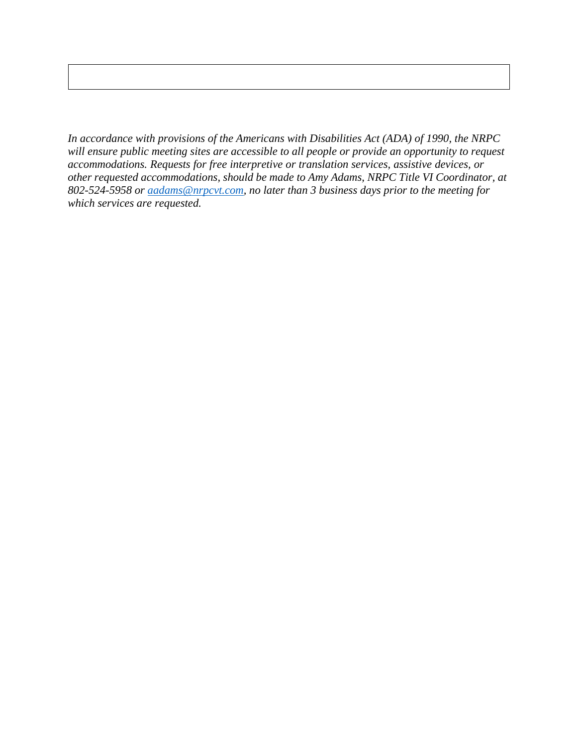*In accordance with provisions of the Americans with Disabilities Act (ADA) of 1990, the NRPC will ensure public meeting sites are accessible to all people or provide an opportunity to request accommodations. Requests for free interpretive or translation services, assistive devices, or other requested accommodations, should be made to Amy Adams, NRPC Title VI Coordinator, at 802-524-5958 or [aadams@nrpcvt.com](mailto:aadams@nrpcvt.com), no later than 3 business days prior to the meeting for which services are requested.*